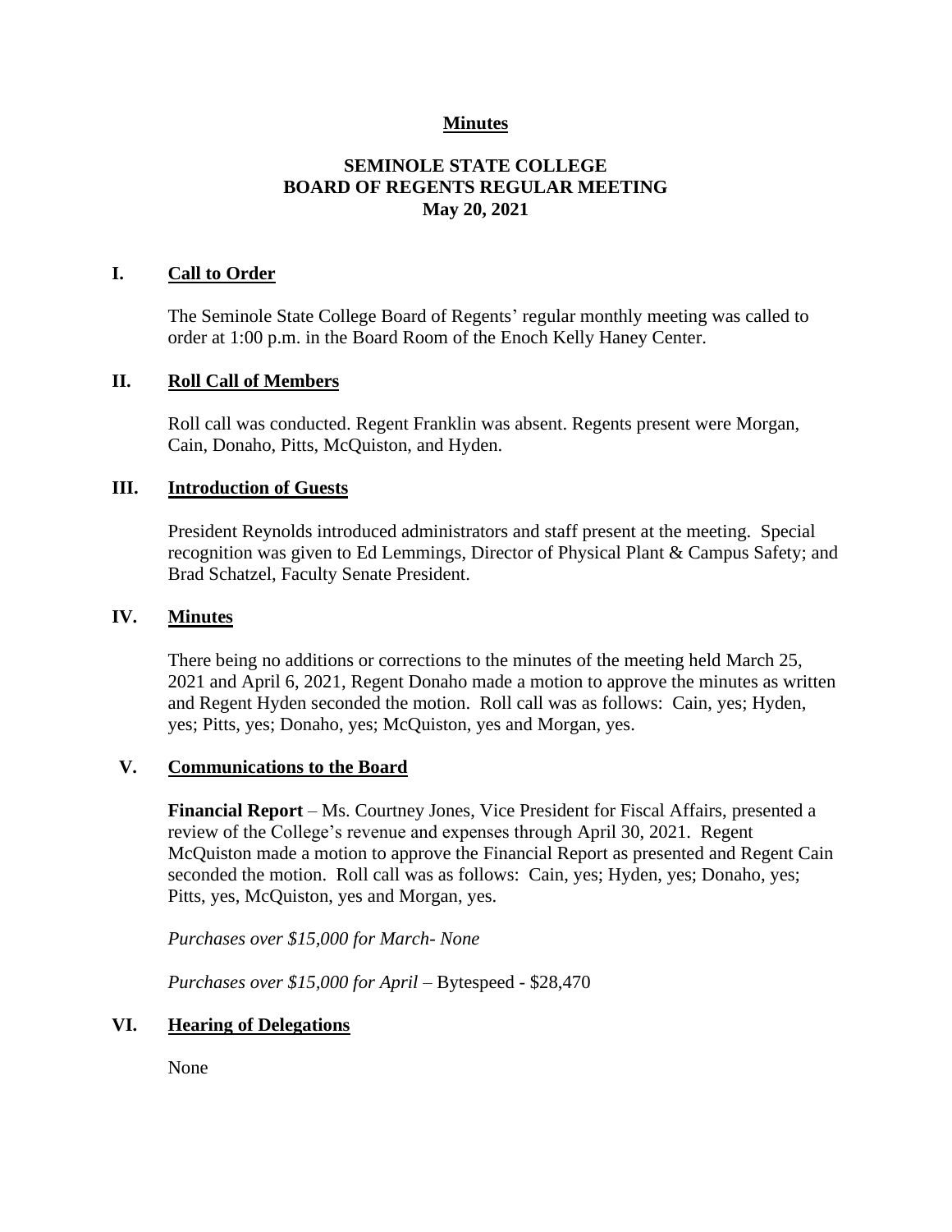**Minutes**

# SEMINOLE STATE COLLEGE BOARD OF REGENTS REGULAR MEETING May 20, 2021

## I. Call to Order

The Seminole State College Board of Regents' regular monthly meeting was called to order at 1:00 p.m. in the Board Room of the Enoch Kelly Haney Center.

## II. Roll Call of Members

Roll call was conducted. Regent Franklin was absent. Regents present were Morgan, Cain, Donaho, Pitts, McQuiston, and Hyden.

## III. Introduction of Guests

President Reynolds introduced administrators and staff present at the meeting. Special recognition was given to Ed Lemmings, Director of Physical Plant & Campus Safety; and Brad Schatzel, Faculty Senate President.

## IV. Minutes

There being no additions or corrections to the minutes of the meeting held March 25, 2021 and April 6, 2021, Regent Donaho made a motion to approve the minutes as written and Regent Hyden seconded the motion. Roll call was as follows: Cain, yes; Hyden, yes; Pitts, yes; Donaho, yes; McQuiston, yes and Morgan, yes.

## V. Communications to the Board

**Financial Report** – Ms. Courtney Jones, Vice President for Fiscal Affairs, presented a review of the College's revenue and expenses through April 30, 2021. Regent McQuiston made a motion to approve the Financial Report as presented and Regent Cain seconded the motion. Roll call was as follows: Cain, yes; Hyden, yes; Donaho, yes; Pitts, yes, McQuiston, yes and Morgan, yes.

*Purchases over $15,000 for March- None*

*Purchases over $15,000 for April* – Bytespeed - $28,470

## VI. Hearing of Delegations

None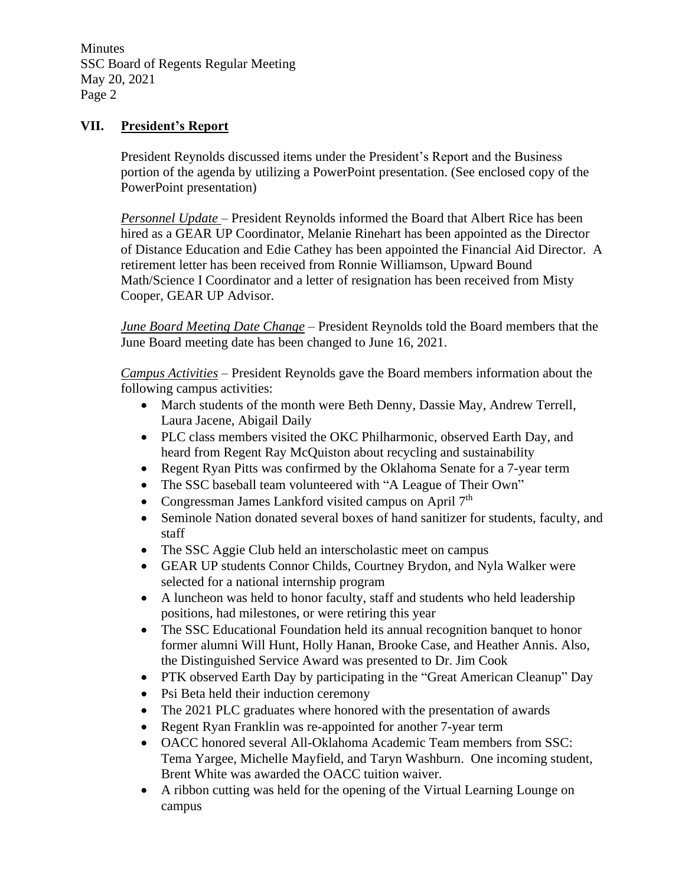## VII. President's Report

President Reynolds discussed items under the President's Report and the Business portion of the agenda by utilizing a PowerPoint presentation. (See enclosed copy of the PowerPoint presentation)

*Personnel Update* – President Reynolds informed the Board that Albert Rice has been hired as a GEAR UP Coordinator, Melanie Rinehart has been appointed as the Director of Distance Education and Edie Cathey has been appointed the Financial Aid Director. A retirement letter has been received from Ronnie Williamson, Upward Bound Math/Science I Coordinator and a letter of resignation has been received from Misty Cooper, GEAR UP Advisor.

*June Board Meeting Date Change* – President Reynolds told the Board members that the June Board meeting date has been changed to June 16, 2021.

*Campus Activities* – President Reynolds gave the Board members information about the following campus activities:

- March students of the month were Beth Denny, Dassie May, Andrew Terrell, Laura Jacene, Abigail Daily
- PLC class members visited the OKC Philharmonic, observed Earth Day, and heard from Regent Ray McQuiston about recycling and sustainability
- Regent Ryan Pitts was confirmed by the Oklahoma Senate for a 7-year term
- The SSC baseball team volunteered with "A League of Their Own"
- Congressman James Lankford visited campus on April 7th
- Seminole Nation donated several boxes of hand sanitizer for students, faculty, and staff
- The SSC Aggie Club held an interscholastic meet on campus
- GEAR UP students Connor Childs, Courtney Brydon, and Nyla Walker were selected for a national internship program
- A luncheon was held to honor faculty, staff and students who held leadership positions, had milestones, or were retiring this year
- The SSC Educational Foundation held its annual recognition banquet to honor former alumni Will Hunt, Holly Hanan, Brooke Case, and Heather Annis. Also, the Distinguished Service Award was presented to Dr. Jim Cook
- PTK observed Earth Day by participating in the "Great American Cleanup" Day
- Psi Beta held their induction ceremony
- The 2021 PLC graduates where honored with the presentation of awards
- Regent Ryan Franklin was re-appointed for another 7-year term
- OACC honored several All-Oklahoma Academic Team members from SSC: Tema Yargee, Michelle Mayfield, and Taryn Washburn. One incoming student, Brent White was awarded the OACC tuition waiver.
- A ribbon cutting was held for the opening of the Virtual Learning Lounge on campus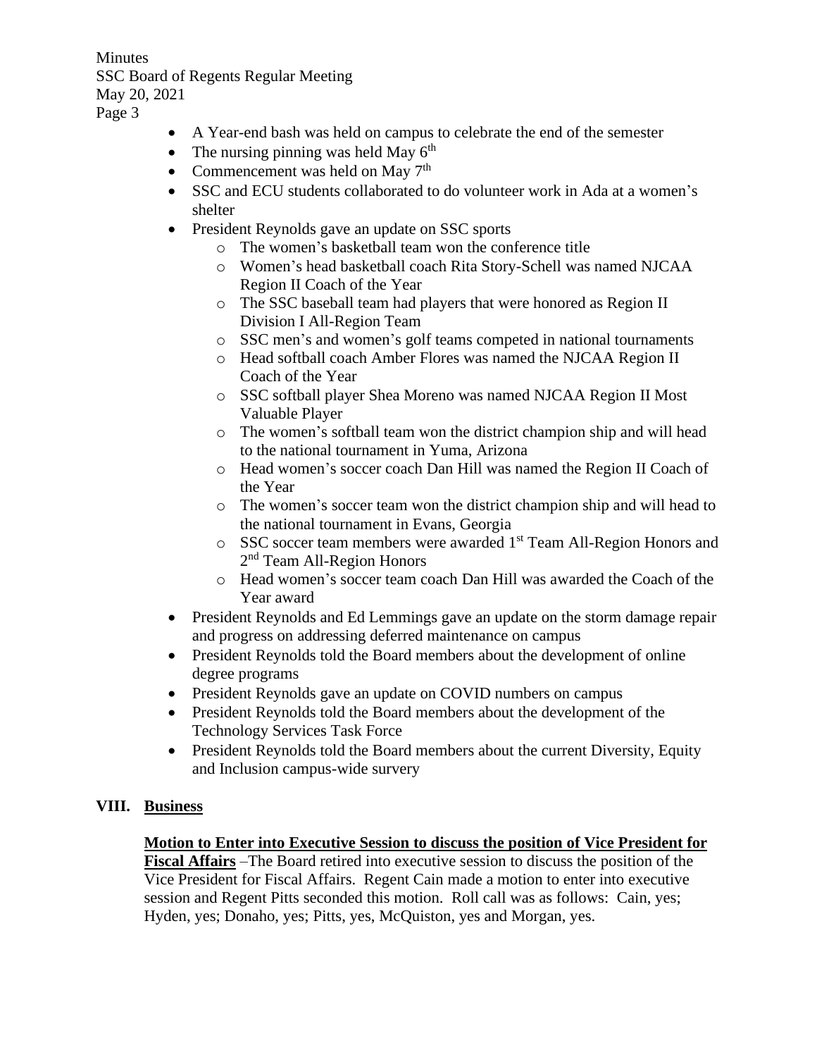- A Year-end bash was held on campus to celebrate the end of the semester
- The nursing pinning was held May 6th
- Commencement was held on May 7th
- SSC and ECU students collaborated to do volunteer work in Ada at a women's shelter
- President Reynolds gave an update on SSC sports
  - The women's basketball team won the conference title
  - Women's head basketball coach Rita Story-Schell was named NJCAA Region II Coach of the Year
  - The SSC baseball team had players that were honored as Region II Division I All-Region Team
  - SSC men's and women's golf teams competed in national tournaments
  - Head softball coach Amber Flores was named the NJCAA Region II Coach of the Year
  - SSC softball player Shea Moreno was named NJCAA Region II Most Valuable Player
  - The women's softball team won the district champion ship and will head to the national tournament in Yuma, Arizona
  - Head women's soccer coach Dan Hill was named the Region II Coach of the Year
  - The women's soccer team won the district champion ship and will head to the national tournament in Evans, Georgia
  - SSC soccer team members were awarded 1st Team All-Region Honors and 2nd Team All-Region Honors
  - Head women's soccer team coach Dan Hill was awarded the Coach of the Year award
- President Reynolds and Ed Lemmings gave an update on the storm damage repair and progress on addressing deferred maintenance on campus
- President Reynolds told the Board members about the development of online degree programs
- President Reynolds gave an update on COVID numbers on campus
- President Reynolds told the Board members about the development of the Technology Services Task Force
- President Reynolds told the Board members about the current Diversity, Equity and Inclusion campus-wide survery

## VIII. Business

**Motion to Enter into Executive Session to discuss the position of Vice President for Fiscal Affairs** –The Board retired into executive session to discuss the position of the Vice President for Fiscal Affairs. Regent Cain made a motion to enter into executive session and Regent Pitts seconded this motion. Roll call was as follows: Cain, yes; Hyden, yes; Donaho, yes; Pitts, yes, McQuiston, yes and Morgan, yes.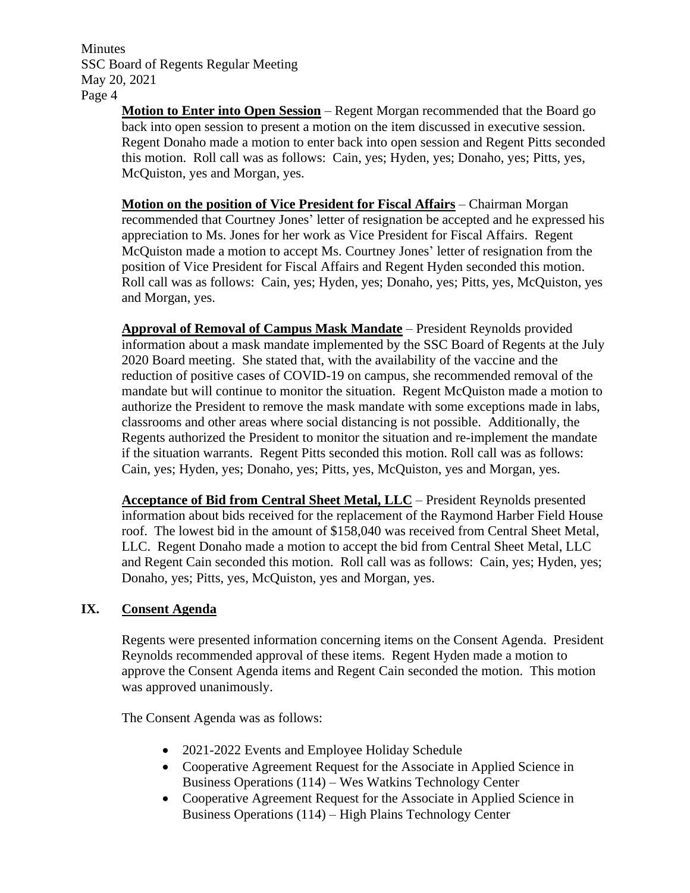**Motion to Enter into Open Session** – Regent Morgan recommended that the Board go back into open session to present a motion on the item discussed in executive session. Regent Donaho made a motion to enter back into open session and Regent Pitts seconded this motion. Roll call was as follows: Cain, yes; Hyden, yes; Donaho, yes; Pitts, yes, McQuiston, yes and Morgan, yes.

**Motion on the position of Vice President for Fiscal Affairs** – Chairman Morgan recommended that Courtney Jones' letter of resignation be accepted and he expressed his appreciation to Ms. Jones for her work as Vice President for Fiscal Affairs. Regent McQuiston made a motion to accept Ms. Courtney Jones' letter of resignation from the position of Vice President for Fiscal Affairs and Regent Hyden seconded this motion. Roll call was as follows: Cain, yes; Hyden, yes; Donaho, yes; Pitts, yes, McQuiston, yes and Morgan, yes.

**Approval of Removal of Campus Mask Mandate** – President Reynolds provided information about a mask mandate implemented by the SSC Board of Regents at the July 2020 Board meeting. She stated that, with the availability of the vaccine and the reduction of positive cases of COVID-19 on campus, she recommended removal of the mandate but will continue to monitor the situation. Regent McQuiston made a motion to authorize the President to remove the mask mandate with some exceptions made in labs, classrooms and other areas where social distancing is not possible. Additionally, the Regents authorized the President to monitor the situation and re-implement the mandate if the situation warrants. Regent Pitts seconded this motion. Roll call was as follows: Cain, yes; Hyden, yes; Donaho, yes; Pitts, yes, McQuiston, yes and Morgan, yes.

**Acceptance of Bid from Central Sheet Metal, LLC** – President Reynolds presented information about bids received for the replacement of the Raymond Harber Field House roof. The lowest bid in the amount of $158,040 was received from Central Sheet Metal, LLC. Regent Donaho made a motion to accept the bid from Central Sheet Metal, LLC and Regent Cain seconded this motion. Roll call was as follows: Cain, yes; Hyden, yes; Donaho, yes; Pitts, yes, McQuiston, yes and Morgan, yes.

## IX. Consent Agenda

Regents were presented information concerning items on the Consent Agenda. President Reynolds recommended approval of these items. Regent Hyden made a motion to approve the Consent Agenda items and Regent Cain seconded the motion. This motion was approved unanimously.

The Consent Agenda was as follows:

- 2021-2022 Events and Employee Holiday Schedule
- Cooperative Agreement Request for the Associate in Applied Science in Business Operations (114) – Wes Watkins Technology Center
- Cooperative Agreement Request for the Associate in Applied Science in Business Operations (114) – High Plains Technology Center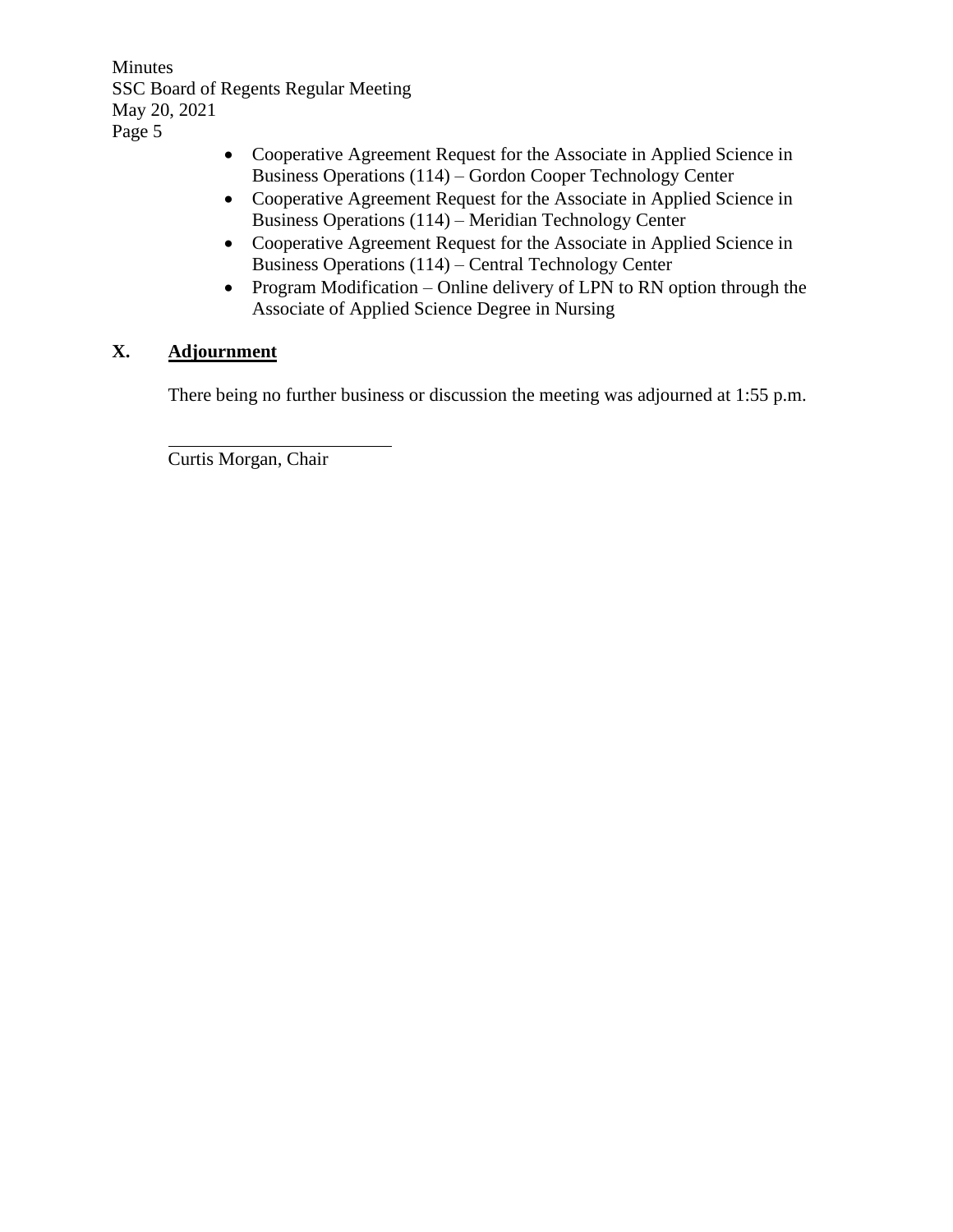- Cooperative Agreement Request for the Associate in Applied Science in Business Operations (114) – Gordon Cooper Technology Center
- Cooperative Agreement Request for the Associate in Applied Science in Business Operations (114) – Meridian Technology Center
- Cooperative Agreement Request for the Associate in Applied Science in Business Operations (114) – Central Technology Center
- Program Modification – Online delivery of LPN to RN option through the Associate of Applied Science Degree in Nursing

## X. Adjournment

There being no further business or discussion the meeting was adjourned at 1:55 p.m.

\_\_\_\_\_\_\_\_\_\_\_\_\_\_\_\_\_\_\_\_\_\_\_\_\_

Curtis Morgan, Chair